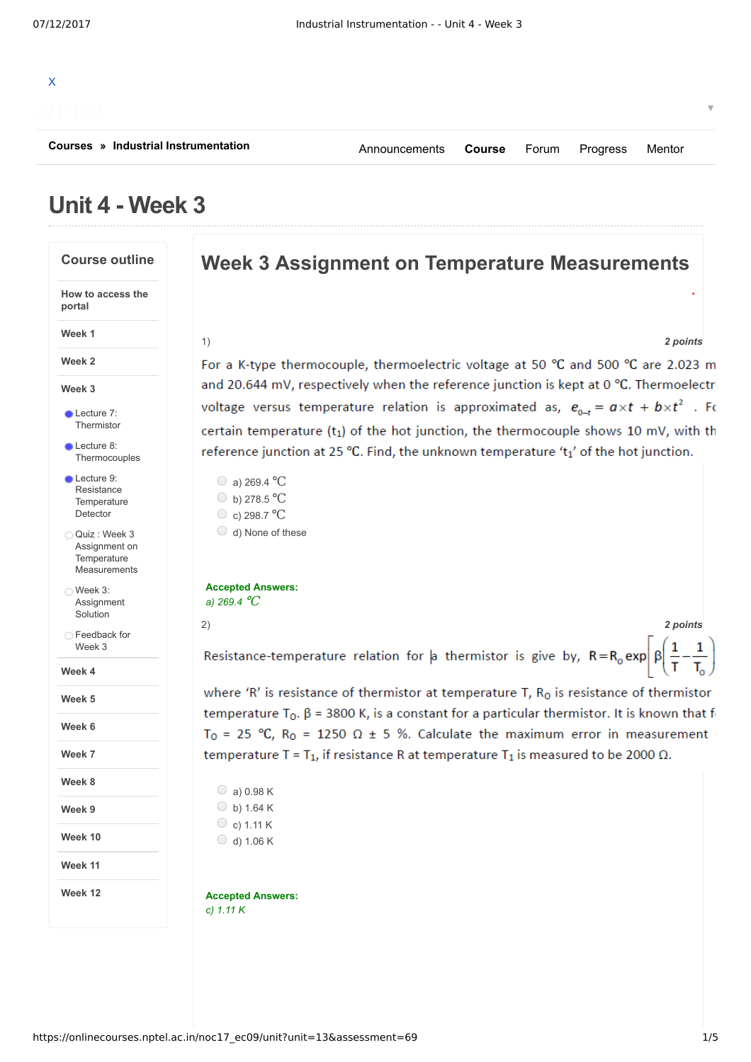X

Courses » Industrial Instrumentation

Announcements **Course** Forum Progress Mentor

# Unit 4 - Week 3

## Course outline

- How to access the portal
- Week 1
- Week 2
- Week 3
  - Lecture 7: Thermistor
  - Lecture 8: Thermocouples
  - Lecture 9: Resistance Temperature Detector
  - Quiz : Week 3 Assignment on Temperature Measurements
  - Week 3: Assignment Solution
  - Feedback for Week 3
- Week 4
- Week 5
- Week 6
- Week 7
- Week 8
- Week 9
- Week 10
- Week 11
- Week 12

## Week 3 Assignment on Temperature Measurements

1) *2 points*

For a K-type thermocouple, thermoelectric voltage at 50 °C and 500 °C are 2.023 m and 20.644 mV, respectively when the reference junction is kept at 0 °C. Thermoelectr voltage versus temperature relation is approximated as, $e_{0-t} = a\times t + b\times t^2$ . Fo certain temperature ($t_1$) of the hot junction, the thermocouple shows 10 mV, with th reference junction at 25 °C. Find, the unknown temperature '$t_1$' of the hot junction.

- a) 269.4 ℃
- b) 278.5 ℃
- c) 298.7 ℃
- d) None of these

**Accepted Answers:**
*a) 269.4 ℃*

2) *2 points*

Resistance-temperature relation for a thermistor is give by, $R = R_0 \exp\left[\beta\left(\frac{1}{T} - \frac{1}{T_0}\right)\right]$

where 'R' is resistance of thermistor at temperature T, $R_0$ is resistance of thermistor temperature $T_0$. β = 3800 K, is a constant for a particular thermistor. It is known that f $T_0$ = 25 °C, $R_0$ = 1250 Ω ± 5 %. Calculate the maximum error in measurement temperature $T = T_1$, if resistance R at temperature $T_1$ is measured to be 2000 Ω.

- a) 0.98 K
- b) 1.64 K
- c) 1.11 K
- d) 1.06 K

**Accepted Answers:**
*c) 1.11 K*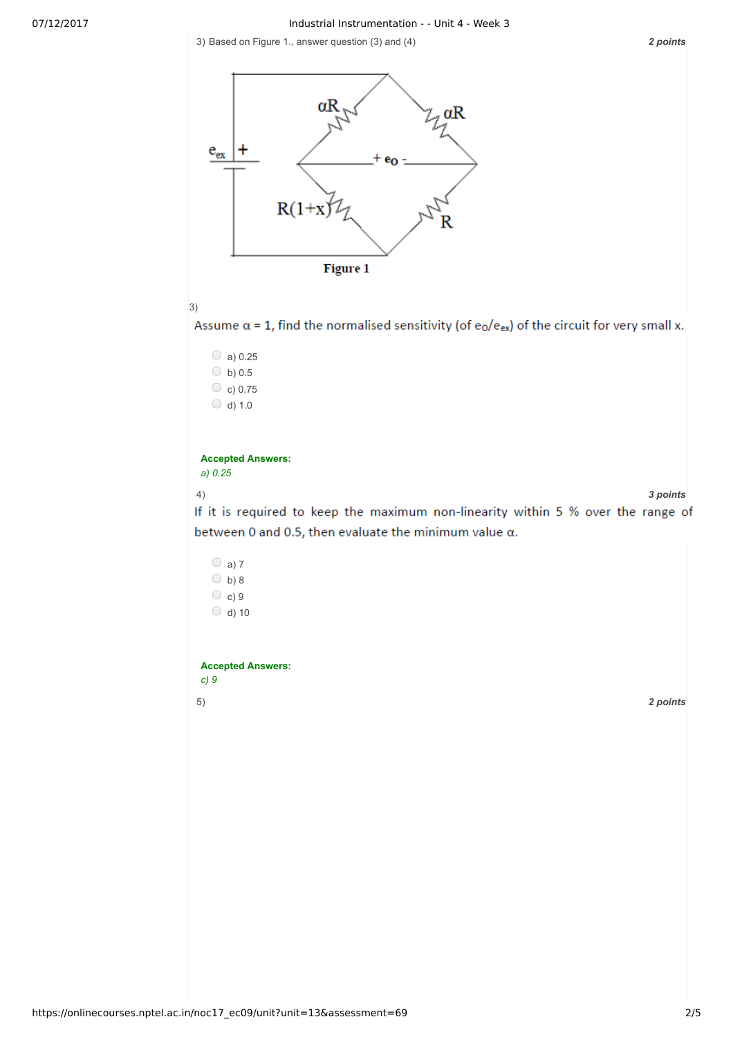3) Based on Figure 1., answer question (3) and (4)

**2 points**

Figure 1

3)

Assume $\alpha = 1$, find the normalised sensitivity (of $e_o/e_{ex}$) of the circuit for very small x.

- a) 0.25
- b) 0.5
- c) 0.75
- d) 1.0

**Accepted Answers:**
*a) 0.25*

4)

**3 points**

If it is required to keep the maximum non-linearity within 5 % over the range of between 0 and 0.5, then evaluate the minimum value $\alpha$.

- a) 7
- b) 8
- c) 9
- d) 10

**Accepted Answers:**
*c) 9*

5)

**2 points**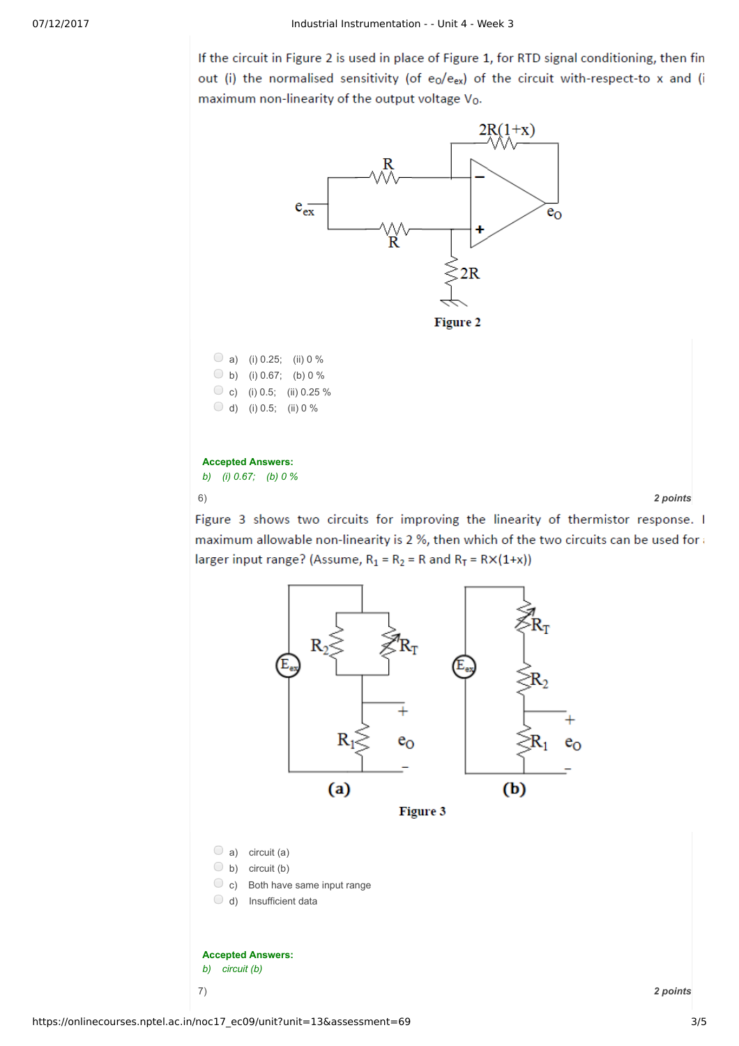If the circuit in Figure 2 is used in place of Figure 1, for RTD signal conditioning, then find out (i) the normalised sensitivity (of $e_O/e_{ex}$) of the circuit with-respect-to x and (ii) maximum non-linearity of the output voltage $V_O$.

Figure 2

- a) (i) 0.25; (ii) 0 %
- b) (i) 0.67; (b) 0 %
- c) (i) 0.5; (ii) 0.25 %
- d) (i) 0.5; (ii) 0 %

**Accepted Answers:**
*b) (i) 0.67; (b) 0 %*

6) **2 points**

Figure 3 shows two circuits for improving the linearity of thermistor response. If maximum allowable non-linearity is 2 %, then which of the two circuits can be used for a larger input range? (Assume, $R_1 = R_2 = R$ and $R_T = R\times(1+x)$)

(a) (b)

Figure 3

- a) circuit (a)
- b) circuit (b)
- c) Both have same input range
- d) Insufficient data

**Accepted Answers:**
*b) circuit (b)*

7) **2 points**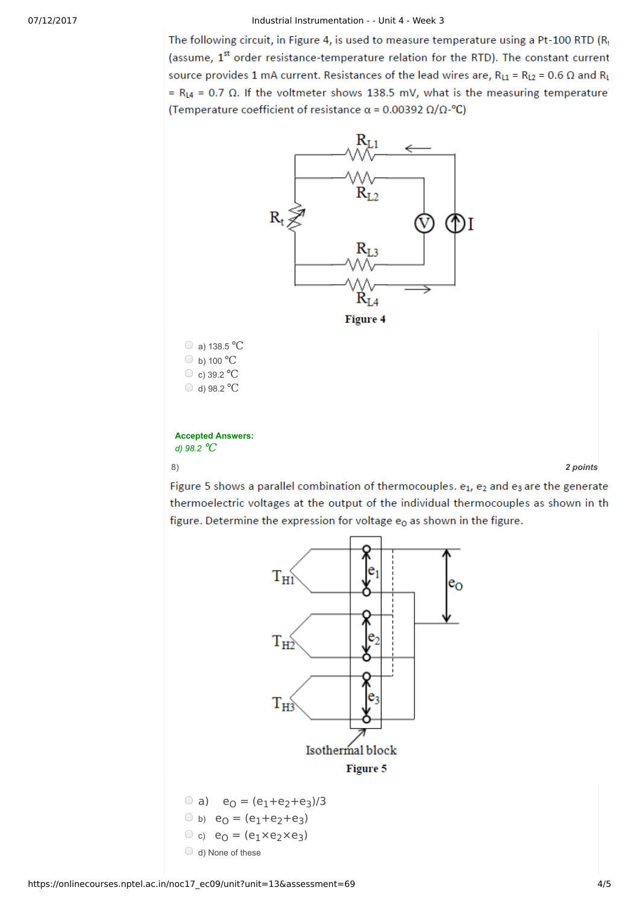The following circuit, in Figure 4, is used to measure temperature using a Pt-100 RTD ($R_t$ (assume, 1st order resistance-temperature relation for the RTD). The constant current source provides 1 mA current. Resistances of the lead wires are, $R_{L1} = R_{L2} = 0.6\ \Omega$ and $R_L$ $= R_{L4} = 0.7\ \Omega$. If the voltmeter shows 138.5 mV, what is the measuring temperature (Temperature coefficient of resistance $\alpha = 0.00392\ \Omega/\Omega$-°C)

Figure 4

- a) 138.5 °C
- b) 100 °C
- c) 39.2 °C
- d) 98.2 °C

**Accepted Answers:**

*d) 98.2 °C*

8) **2 points**

Figure 5 shows a parallel combination of thermocouples. $e_1$, $e_2$ and $e_3$ are the generate thermoelectric voltages at the output of the individual thermocouples as shown in th figure. Determine the expression for voltage $e_o$ as shown in the figure.

Isothermal block

Figure 5

- a) $e_o = (e_1+e_2+e_3)/3$
- b) $e_o = (e_1+e_2+e_3)$
- c) $e_o = (e_1 \times e_2 \times e_3)$
- d) None of these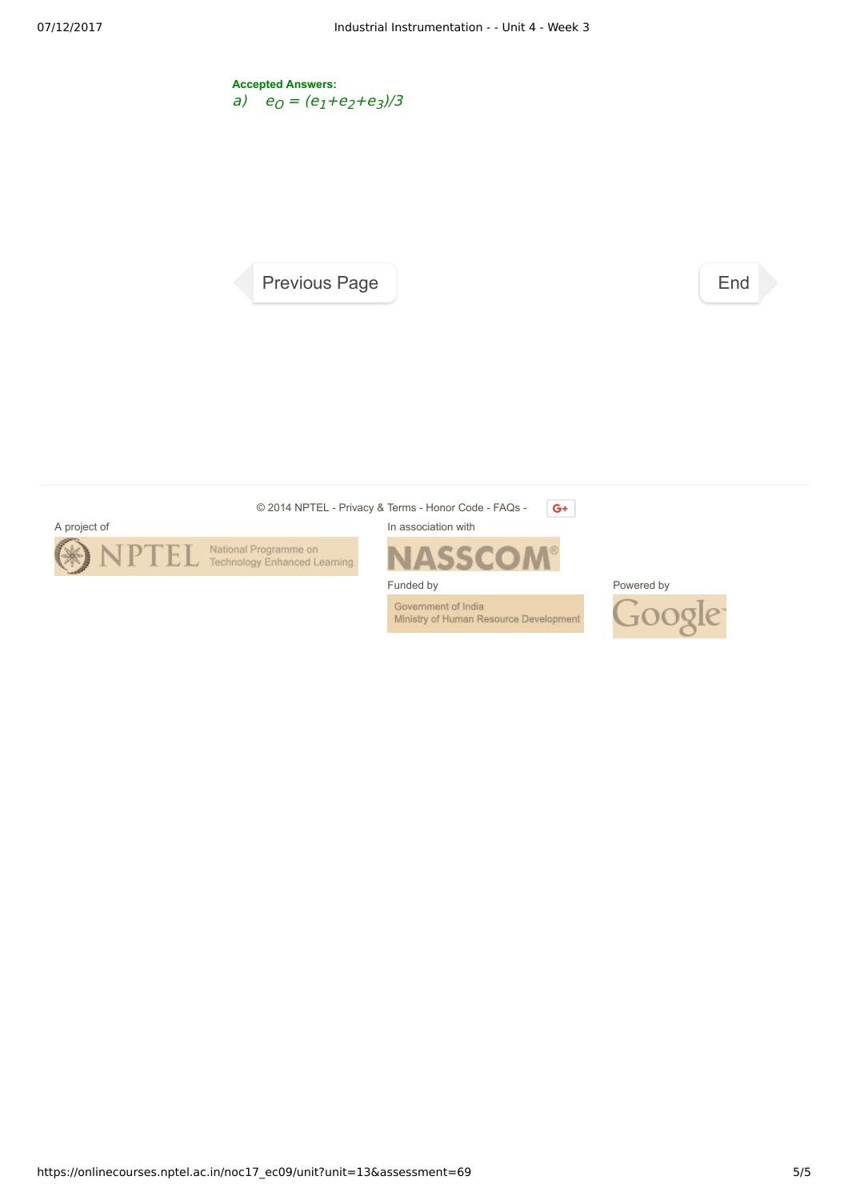**Accepted Answers:**

*a)* $e_O = (e_1+e_2+e_3)/3$

Previous Page

End

© 2014 NPTEL - Privacy & Terms - Honor Code - FAQs -

A project of

NPTEL National Programme on Technology Enhanced Learning

In association with

NASSCOM®

Funded by

Government of India Ministry of Human Resource Development

Powered by

Google